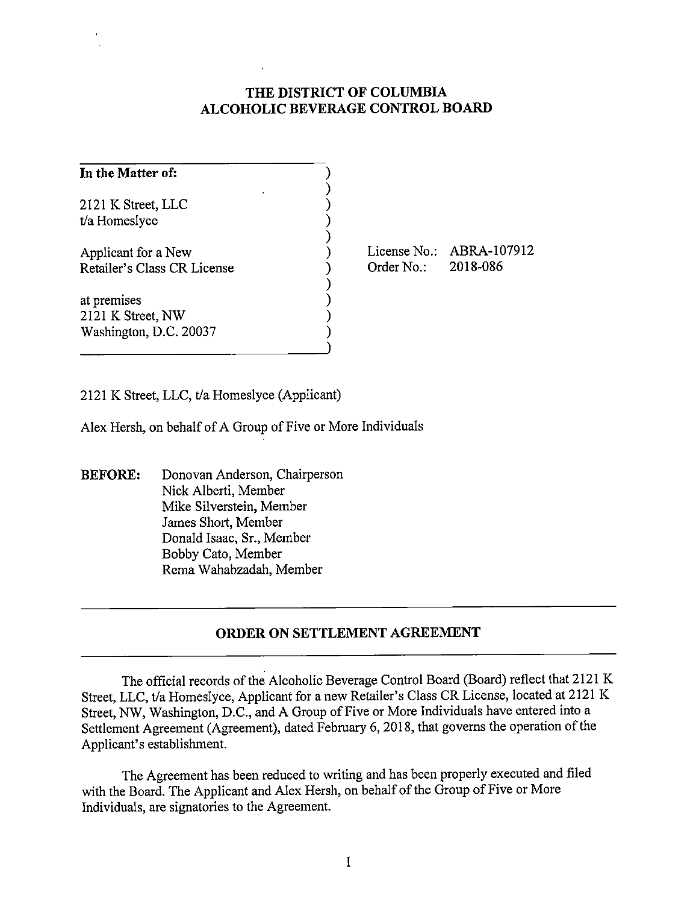# THE DISTRICT OF COLUMBIA
# ALCOHOLIC BEVERAGE CONTROL BOARD

| | |
|---|---|
| **In the Matter of:** | |
| 2121 K Street, LLC<br>t/a Homeslyce | |
| Applicant for a New<br>Retailer's Class CR License | License No.: ABRA-107912<br>Order No.: 2018-086 |
| at premises<br>2121 K Street, NW<br>Washington, D.C. 20037 | |

2121 K Street, LLC, t/a Homeslyce (Applicant)

Alex Hersh, on behalf of A Group of Five or More Individuals

**BEFORE:** Donovan Anderson, Chairperson
Nick Alberti, Member
Mike Silverstein, Member
James Short, Member
Donald Isaac, Sr., Member
Bobby Cato, Member
Rema Wahabzadah, Member

## ORDER ON SETTLEMENT AGREEMENT

The official records of the Alcoholic Beverage Control Board (Board) reflect that 2121 K Street, LLC, t/a Homeslyce, Applicant for a new Retailer's Class CR License, located at 2121 K Street, NW, Washington, D.C., and A Group of Five or More Individuals have entered into a Settlement Agreement (Agreement), dated February 6, 2018, that governs the operation of the Applicant's establishment.

The Agreement has been reduced to writing and has been properly executed and filed with the Board. The Applicant and Alex Hersh, on behalf of the Group of Five or More Individuals, are signatories to the Agreement.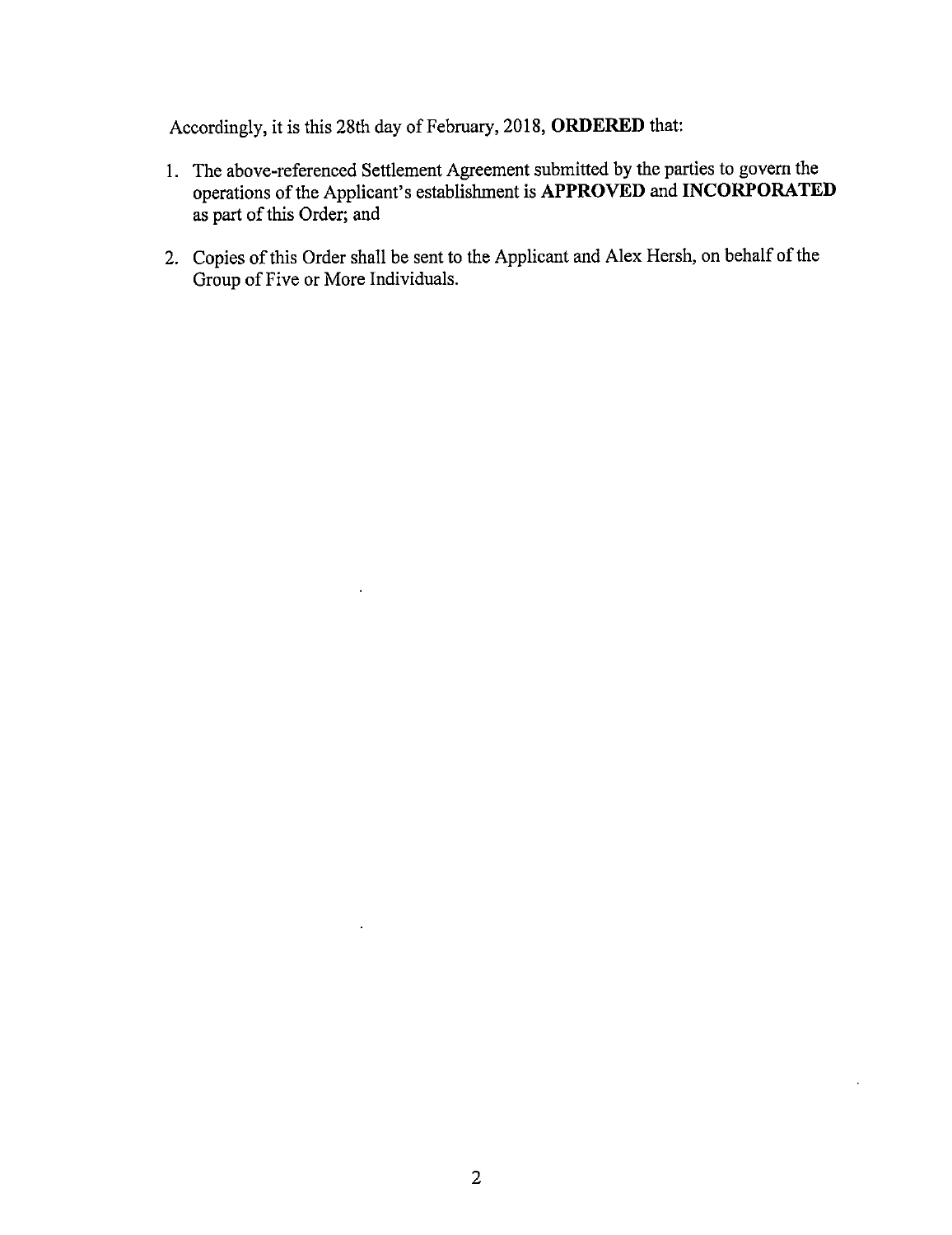Accordingly, it is this 28th day of February, 2018, **ORDERED** that:

1. The above-referenced Settlement Agreement submitted by the parties to govern the operations of the Applicant's establishment is **APPROVED** and **INCORPORATED** as part of this Order; and

2. Copies of this Order shall be sent to the Applicant and Alex Hersh, on behalf of the Group of Five or More Individuals.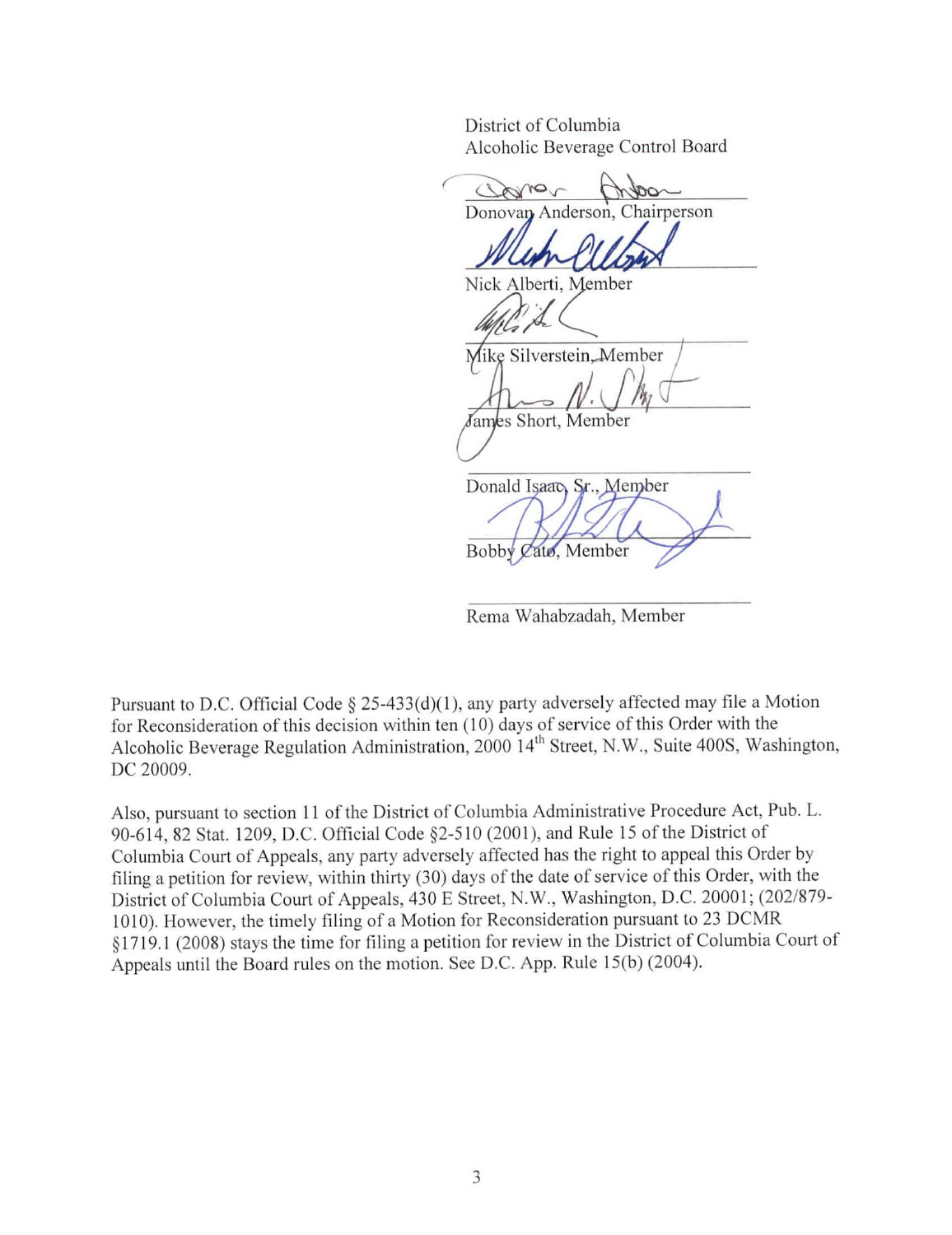District of Columbia
Alcoholic Beverage Control Board

Donovan Anderson, Chairperson

Nick Alberti, Member

Mike Silverstein, Member

James Short, Member

Donald Isaac, Sr., Member

Bobby Cato, Member

Rema Wahabzadah, Member

Pursuant to D.C. Official Code § 25-433(d)(1), any party adversely affected may file a Motion for Reconsideration of this decision within ten (10) days of service of this Order with the Alcoholic Beverage Regulation Administration, 2000 14th Street, N.W., Suite 400S, Washington, DC 20009.

Also, pursuant to section 11 of the District of Columbia Administrative Procedure Act, Pub. L. 90-614, 82 Stat. 1209, D.C. Official Code §2-510 (2001), and Rule 15 of the District of Columbia Court of Appeals, any party adversely affected has the right to appeal this Order by filing a petition for review, within thirty (30) days of the date of service of this Order, with the District of Columbia Court of Appeals, 430 E Street, N.W., Washington, D.C. 20001; (202/879-1010). However, the timely filing of a Motion for Reconsideration pursuant to 23 DCMR §1719.1 (2008) stays the time for filing a petition for review in the District of Columbia Court of Appeals until the Board rules on the motion. See D.C. App. Rule 15(b) (2004).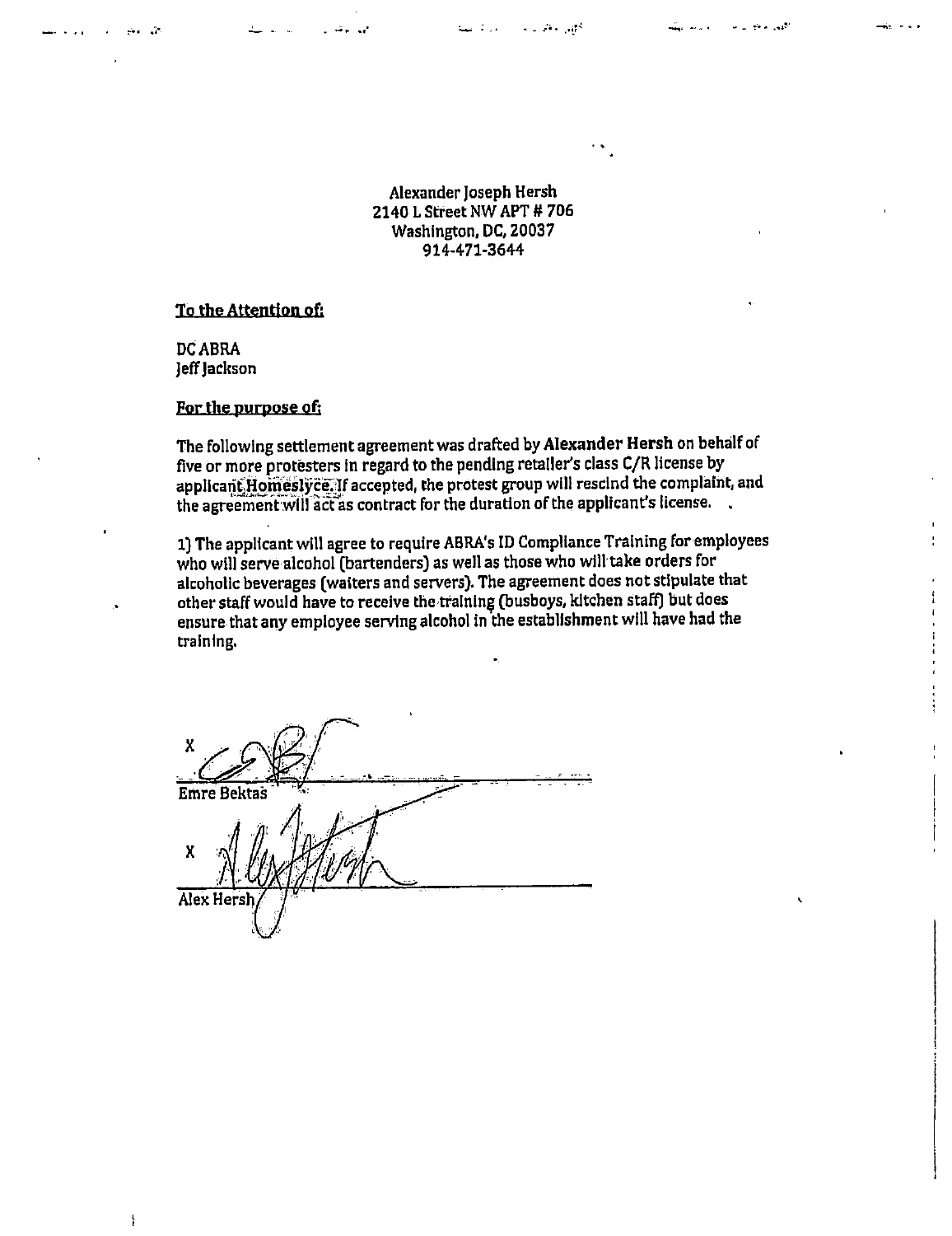Alexander Joseph Hersh
2140 L Street NW APT # 706
Washington, DC, 20037
914-471-3644

**To the Attention of:**

DC ABRA
Jeff Jackson

**For the purpose of:**

The following settlement agreement was drafted by **Alexander Hersh** on behalf of five or more protesters in regard to the pending retailer's class C/R license by applicant Homeslyce. If accepted, the protest group will rescind the complaint, and the agreement will act as contract for the duration of the applicant's license.

1) The applicant will agree to require ABRA's ID Compliance Training for employees who will serve alcohol (bartenders) as well as those who will take orders for alcoholic beverages (waiters and servers). The agreement does not stipulate that other staff would have to receive the training (busboys, kitchen staff) but does ensure that any employee serving alcohol in the establishment will have had the training.

X ____________________
Emre Bektas

X ____________________
Alex Hersh